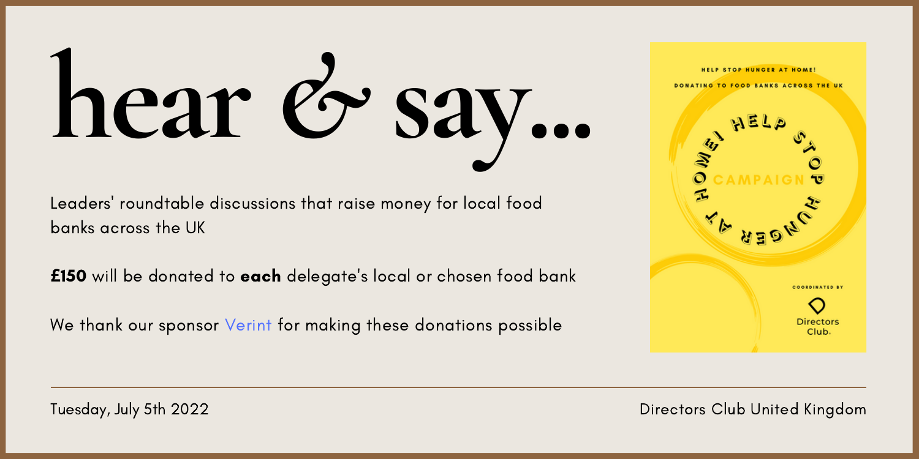# hear & say...

Leaders' roundtable discussions that raise money for local food banks across the UK

**£150** will be donated to **each** delegate's local or chosen food bank

We thank our sponsor Verint for making these donations possible

HELP STOP HUNGER AT HOME!

DONATING TO FOOD BANKS ACROSS THE UK

HELP STOP HUNGER AT HOME!

CAMPAIGN

COORDINATED BY

Directors Club.

---

Tuesday, July 5th 2022

Directors Club United Kingdom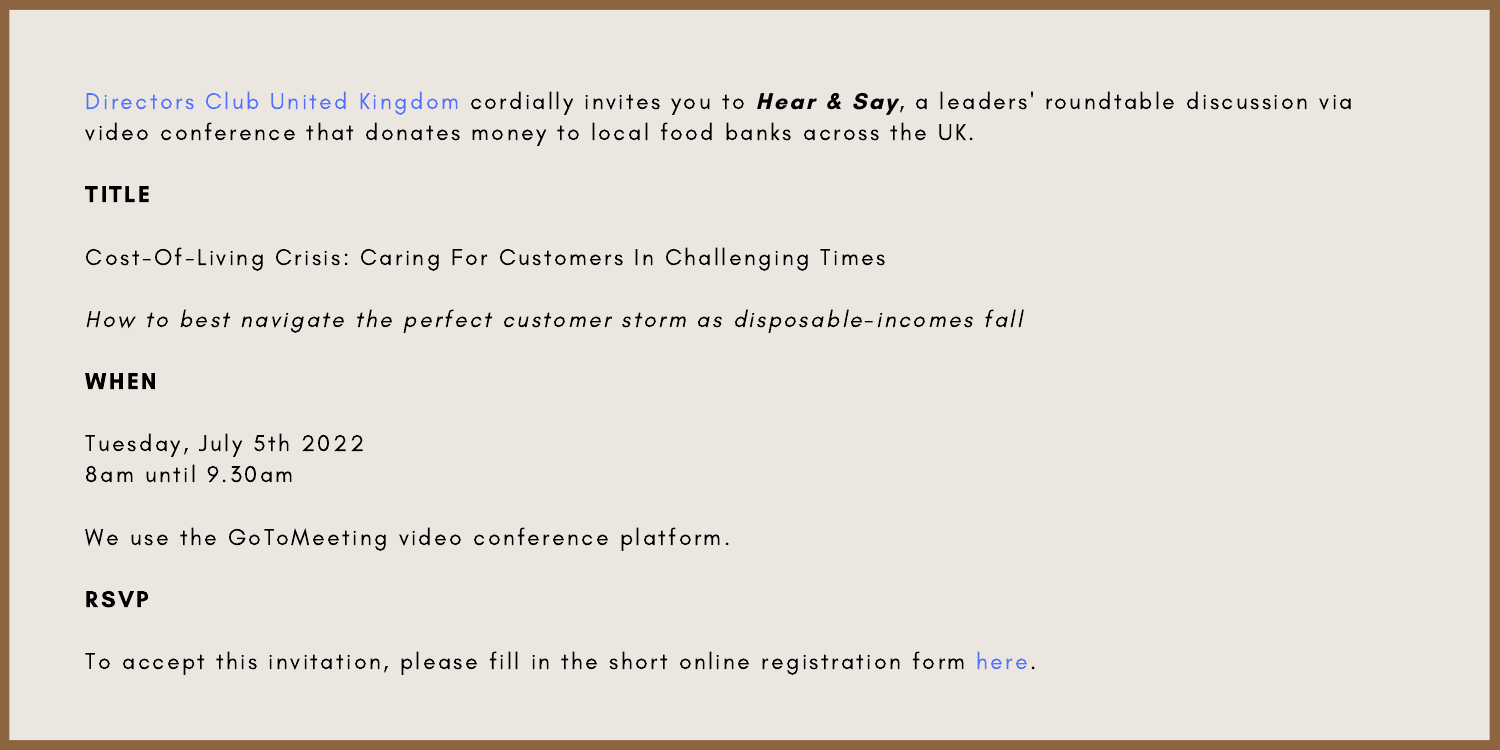Directors Club United Kingdom cordially invites you to ***Hear & Say***, a leaders' roundtable discussion via video conference that donates money to local food banks across the UK.

**TITLE**

Cost-Of-Living Crisis: Caring For Customers In Challenging Times

*How to best navigate the perfect customer storm as disposable-incomes fall*

**WHEN**

Tuesday, July 5th 2022
8am until 9.30am

We use the GoToMeeting video conference platform.

**RSVP**

To accept this invitation, please fill in the short online registration form here.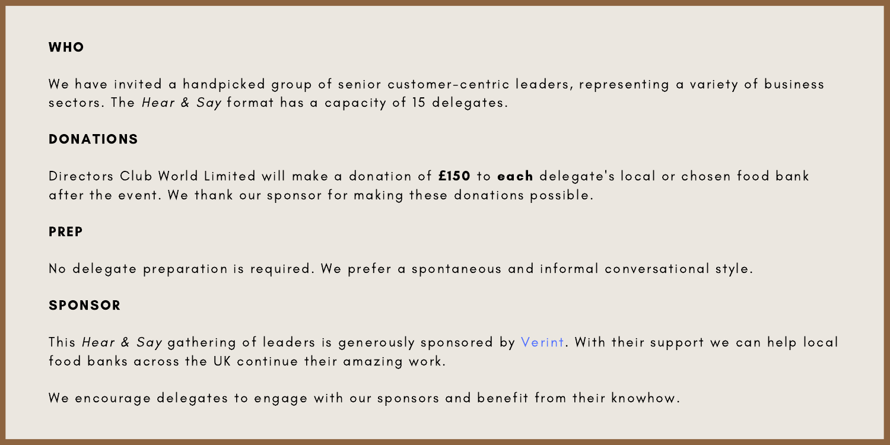## WHO

We have invited a handpicked group of senior customer-centric leaders, representing a variety of business sectors. The *Hear & Say* format has a capacity of 15 delegates.

## DONATIONS

Directors Club World Limited will make a donation of **£150** to **each** delegate's local or chosen food bank after the event. We thank our sponsor for making these donations possible.

## PREP

No delegate preparation is required. We prefer a spontaneous and informal conversational style.

## SPONSOR

This *Hear & Say* gathering of leaders is generously sponsored by Verint. With their support we can help local food banks across the UK continue their amazing work.

We encourage delegates to engage with our sponsors and benefit from their knowhow.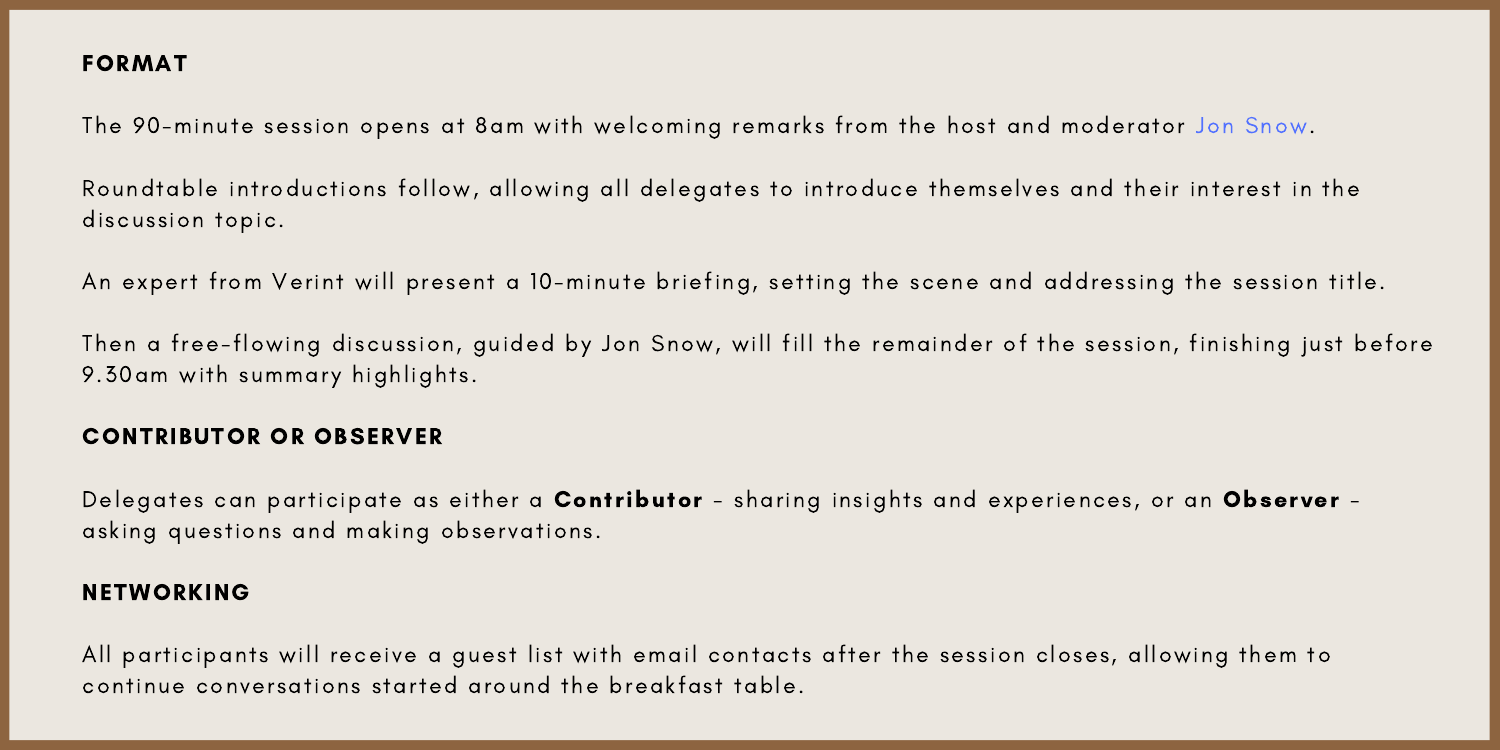## FORMAT

The 90-minute session opens at 8am with welcoming remarks from the host and moderator Jon Snow.

Roundtable introductions follow, allowing all delegates to introduce themselves and their interest in the discussion topic.

An expert from Verint will present a 10-minute briefing, setting the scene and addressing the session title.

Then a free-flowing discussion, guided by Jon Snow, will fill the remainder of the session, finishing just before 9.30am with summary highlights.

## CONTRIBUTOR OR OBSERVER

Delegates can participate as either a **Contributor** - sharing insights and experiences, or an **Observer** - asking questions and making observations.

## NETWORKING

All participants will receive a guest list with email contacts after the session closes, allowing them to continue conversations started around the breakfast table.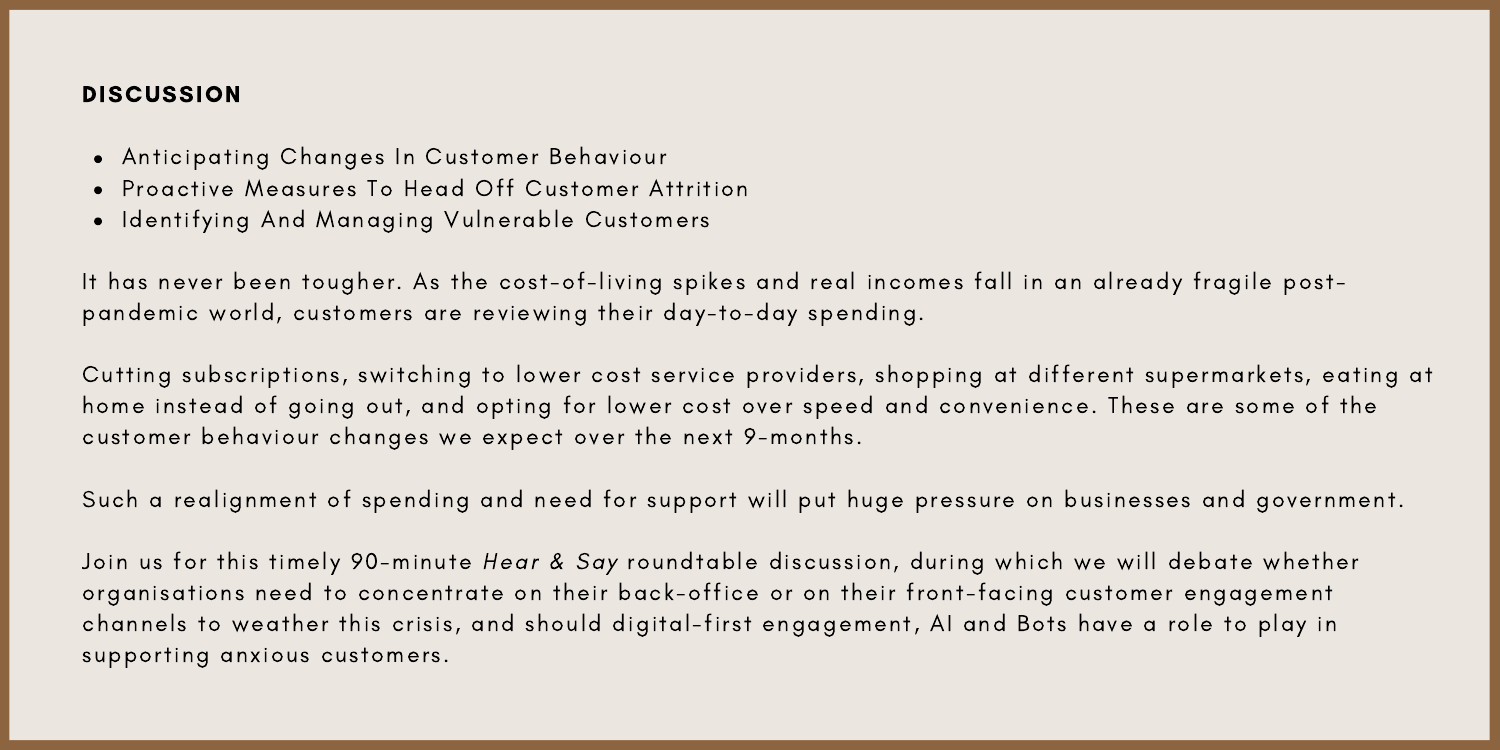## DISCUSSION

- Anticipating Changes In Customer Behaviour
- Proactive Measures To Head Off Customer Attrition
- Identifying And Managing Vulnerable Customers

It has never been tougher. As the cost-of-living spikes and real incomes fall in an already fragile post-pandemic world, customers are reviewing their day-to-day spending.

Cutting subscriptions, switching to lower cost service providers, shopping at different supermarkets, eating at home instead of going out, and opting for lower cost over speed and convenience. These are some of the customer behaviour changes we expect over the next 9-months.

Such a realignment of spending and need for support will put huge pressure on businesses and government.

Join us for this timely 90-minute *Hear & Say* roundtable discussion, during which we will debate whether organisations need to concentrate on their back-office or on their front-facing customer engagement channels to weather this crisis, and should digital-first engagement, AI and Bots have a role to play in supporting anxious customers.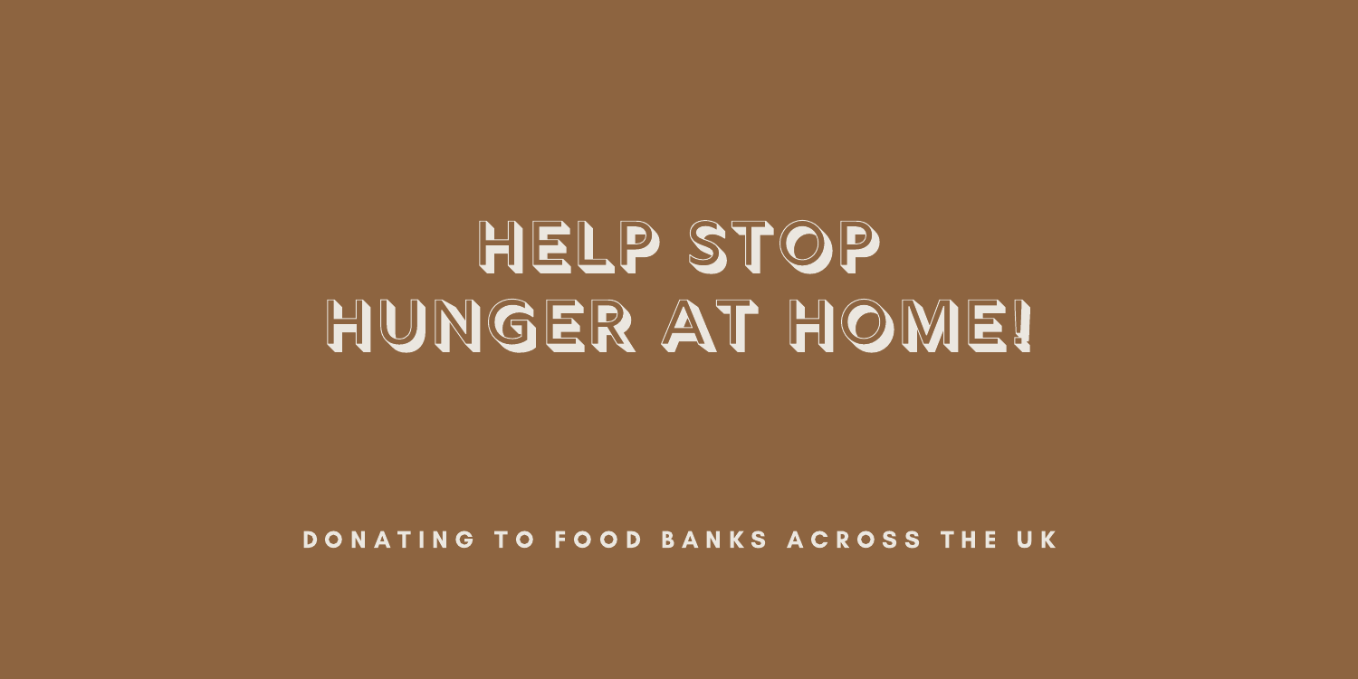# HELP STOP HUNGER AT HOME!

DONATING TO FOOD BANKS ACROSS THE UK